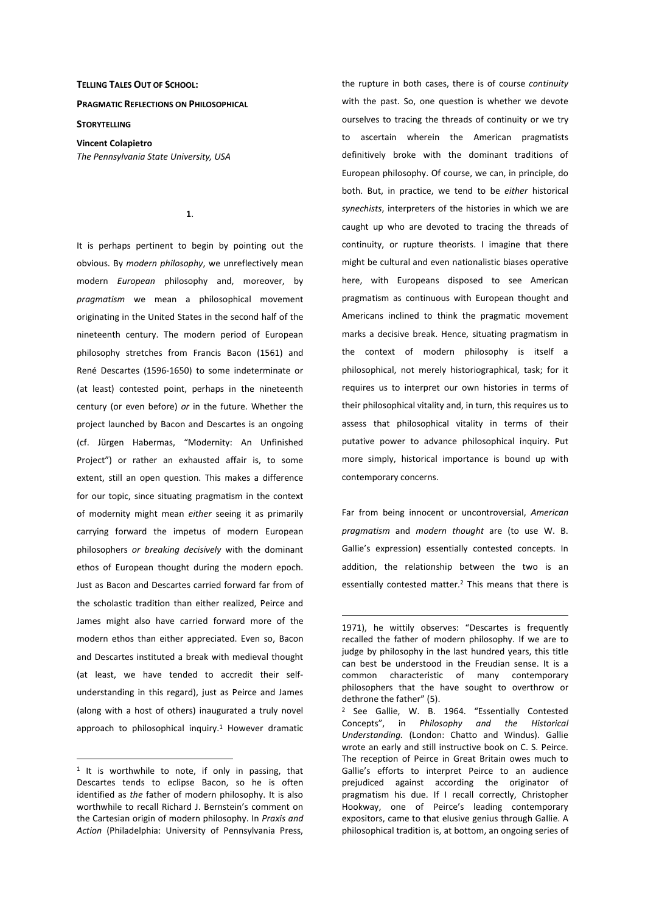**TELLING TALES OUT OF SCHOOL:**

**PRAGMATIC REFLECTIONS ON PHILOSOPHICAL STORYTELLING**

**Vincent Colapietro**
*The Pennsylvania State University, USA*

**1**.

It is perhaps pertinent to begin by pointing out the obvious. By *modern philosophy*, we unreflectively mean modern *European* philosophy and, moreover, by *pragmatism* we mean a philosophical movement originating in the United States in the second half of the nineteenth century. The modern period of European philosophy stretches from Francis Bacon (1561) and René Descartes (1596-1650) to some indeterminate or (at least) contested point, perhaps in the nineteenth century (or even before) *or* in the future. Whether the project launched by Bacon and Descartes is an ongoing (cf. Jürgen Habermas, "Modernity: An Unfinished Project") or rather an exhausted affair is, to some extent, still an open question. This makes a difference for our topic, since situating pragmatism in the context of modernity might mean *either* seeing it as primarily carrying forward the impetus of modern European philosophers *or breaking decisively* with the dominant ethos of European thought during the modern epoch. Just as Bacon and Descartes carried forward far from of the scholastic tradition than either realized, Peirce and James might also have carried forward more of the modern ethos than either appreciated. Even so, Bacon and Descartes instituted a break with medieval thought (at least, we have tended to accredit their self-understanding in this regard), just as Peirce and James (along with a host of others) inaugurated a truly novel approach to philosophical inquiry.[1] However dramatic the rupture in both cases, there is of course *continuity* with the past. So, one question is whether we devote ourselves to tracing the threads of continuity or we try to ascertain wherein the American pragmatists definitively broke with the dominant traditions of European philosophy. Of course, we can, in principle, do both. But, in practice, we tend to be *either* historical *synechists*, interpreters of the histories in which we are caught up who are devoted to tracing the threads of continuity, or rupture theorists. I imagine that there might be cultural and even nationalistic biases operative here, with Europeans disposed to see American pragmatism as continuous with European thought and Americans inclined to think the pragmatic movement marks a decisive break. Hence, situating pragmatism in the context of modern philosophy is itself a philosophical, not merely historiographical, task; for it requires us to interpret our own histories in terms of their philosophical vitality and, in turn, this requires us to assess that philosophical vitality in terms of their putative power to advance philosophical inquiry. Put more simply, historical importance is bound up with contemporary concerns.

Far from being innocent or uncontroversial, *American pragmatism* and *modern thought* are (to use W. B. Gallie's expression) essentially contested concepts. In addition, the relationship between the two is an essentially contested matter.[2] This means that there is

---

[1] It is worthwhile to note, if only in passing, that Descartes tends to eclipse Bacon, so he is often identified as *the* father of modern philosophy. It is also worthwhile to recall Richard J. Bernstein's comment on the Cartesian origin of modern philosophy. In *Praxis and Action* (Philadelphia: University of Pennsylvania Press, 1971), he wittily observes: "Descartes is frequently recalled the father of modern philosophy. If we are to judge by philosophy in the last hundred years, this title can best be understood in the Freudian sense. It is a common characteristic of many contemporary philosophers that the have sought to overthrow or dethrone the father" (5).

[2] See Gallie, W. B. 1964. "Essentially Contested Concepts", in *Philosophy and the Historical Understanding.* (London: Chatto and Windus). Gallie wrote an early and still instructive book on C. S. Peirce. The reception of Peirce in Great Britain owes much to Gallie's efforts to interpret Peirce to an audience prejudiced against according the originator of pragmatism his due. If I recall correctly, Christopher Hookway, one of Peirce's leading contemporary expositors, came to that elusive genius through Gallie. A philosophical tradition is, at bottom, an ongoing series of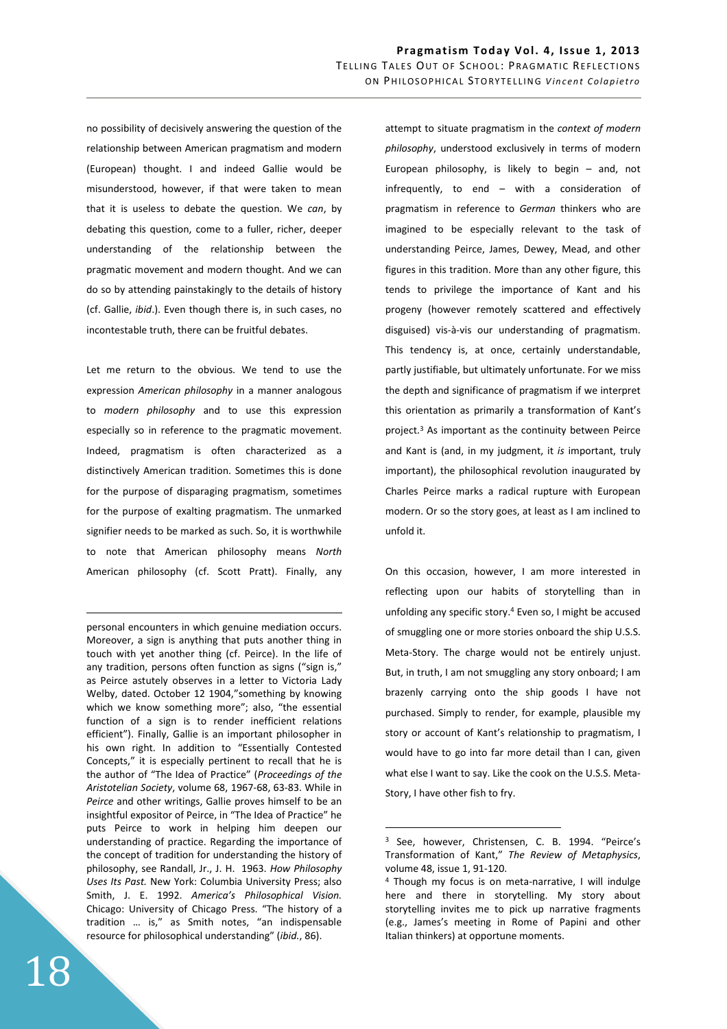no possibility of decisively answering the question of the relationship between American pragmatism and modern (European) thought. I and indeed Gallie would be misunderstood, however, if that were taken to mean that it is useless to debate the question. We *can*, by debating this question, come to a fuller, richer, deeper understanding of the relationship between the pragmatic movement and modern thought. And we can do so by attending painstakingly to the details of history (cf. Gallie, *ibid*.). Even though there is, in such cases, no incontestable truth, there can be fruitful debates.

Let me return to the obvious. We tend to use the expression *American philosophy* in a manner analogous to *modern philosophy* and to use this expression especially so in reference to the pragmatic movement. Indeed, pragmatism is often characterized as a distinctively American tradition. Sometimes this is done for the purpose of disparaging pragmatism, sometimes for the purpose of exalting pragmatism. The unmarked signifier needs to be marked as such. So, it is worthwhile to note that American philosophy means *North* American philosophy (cf. Scott Pratt). Finally, any attempt to situate pragmatism in the *context of modern philosophy*, understood exclusively in terms of modern European philosophy, is likely to begin – and, not infrequently, to end – with a consideration of pragmatism in reference to *German* thinkers who are imagined to be especially relevant to the task of understanding Peirce, James, Dewey, Mead, and other figures in this tradition. More than any other figure, this tends to privilege the importance of Kant and his progeny (however remotely scattered and effectively disguised) vis-à-vis our understanding of pragmatism. This tendency is, at once, certainly understandable, partly justifiable, but ultimately unfortunate. For we miss the depth and significance of pragmatism if we interpret this orientation as primarily a transformation of Kant's project.[3] As important as the continuity between Peirce and Kant is (and, in my judgment, it *is* important, truly important), the philosophical revolution inaugurated by Charles Peirce marks a radical rupture with European modern. Or so the story goes, at least as I am inclined to unfold it.

On this occasion, however, I am more interested in reflecting upon our habits of storytelling than in unfolding any specific story.[4] Even so, I might be accused of smuggling one or more stories onboard the ship U.S.S. Meta-Story. The charge would not be entirely unjust. But, in truth, I am not smuggling any story onboard; I am brazenly carrying onto the ship goods I have not purchased. Simply to render, for example, plausible my story or account of Kant's relationship to pragmatism, I would have to go into far more detail than I can, given what else I want to say. Like the cook on the U.S.S. Meta-Story, I have other fish to fry.

---

personal encounters in which genuine mediation occurs. Moreover, a sign is anything that puts another thing in touch with yet another thing (cf. Peirce). In the life of any tradition, persons often function as signs ("sign is," as Peirce astutely observes in a letter to Victoria Lady Welby, dated. October 12 1904,"something by knowing which we know something more"; also, "the essential function of a sign is to render inefficient relations efficient"). Finally, Gallie is an important philosopher in his own right. In addition to "Essentially Contested Concepts," it is especially pertinent to recall that he is the author of "The Idea of Practice" (*Proceedings of the Aristotelian Society*, volume 68, 1967-68, 63-83. While in *Peirce* and other writings, Gallie proves himself to be an insightful expositor of Peirce, in "The Idea of Practice" he puts Peirce to work in helping him deepen our understanding of practice. Regarding the importance of the concept of tradition for understanding the history of philosophy, see Randall, Jr., J. H. 1963. *How Philosophy Uses Its Past.* New York: Columbia University Press; also Smith, J. E. 1992. *America's Philosophical Vision.* Chicago: University of Chicago Press. "The history of a tradition … is," as Smith notes, "an indispensable resource for philosophical understanding" (*ibid.*, 86).

[3] See, however, Christensen, C. B. 1994. "Peirce's Transformation of Kant," *The Review of Metaphysics*, volume 48, issue 1, 91-120.

[4] Though my focus is on meta-narrative, I will indulge here and there in storytelling. My story about storytelling invites me to pick up narrative fragments (e.g., James's meeting in Rome of Papini and other Italian thinkers) at opportune moments.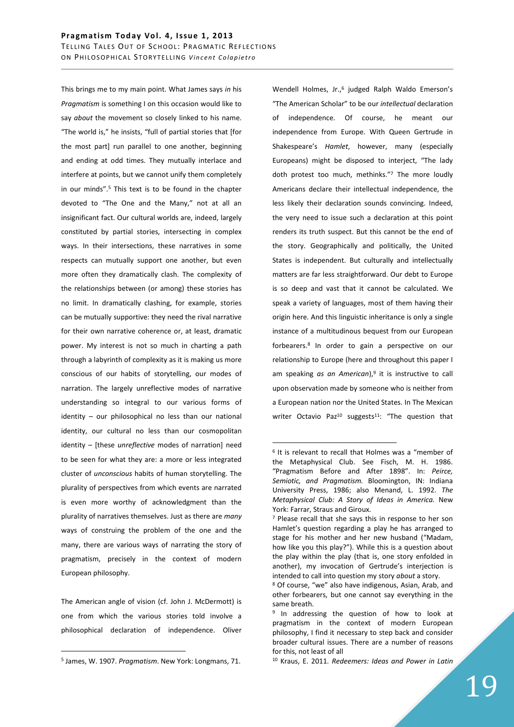This brings me to my main point. What James says *in* his *Pragmatism* is something I on this occasion would like to say *about* the movement so closely linked to his name. "The world is," he insists, "full of partial stories that [for the most part] run parallel to one another, beginning and ending at odd times. They mutually interlace and interfere at points, but we cannot unify them completely in our minds".[5] This text is to be found in the chapter devoted to "The One and the Many," not at all an insignificant fact. Our cultural worlds are, indeed, largely constituted by partial stories, intersecting in complex ways. In their intersections, these narratives in some respects can mutually support one another, but even more often they dramatically clash. The complexity of the relationships between (or among) these stories has no limit. In dramatically clashing, for example, stories can be mutually supportive: they need the rival narrative for their own narrative coherence or, at least, dramatic power. My interest is not so much in charting a path through a labyrinth of complexity as it is making us more conscious of our habits of storytelling, our modes of narration. The largely unreflective modes of narrative understanding so integral to our various forms of identity – our philosophical no less than our national identity, our cultural no less than our cosmopolitan identity – [these *unreflective* modes of narration] need to be seen for what they are: a more or less integrated cluster of *unconscious* habits of human storytelling. The plurality of perspectives from which events are narrated is even more worthy of acknowledgment than the plurality of narratives themselves. Just as there are *many* ways of construing the problem of the one and the many, there are various ways of narrating the story of pragmatism, precisely in the context of modern European philosophy.

The American angle of vision (cf. John J. McDermott) is one from which the various stories told involve a philosophical declaration of independence. Oliver Wendell Holmes, Jr.,[6] judged Ralph Waldo Emerson's "The American Scholar" to be our *intellectual* declaration of independence. Of course, he meant our independence from Europe. With Queen Gertrude in Shakespeare's *Hamlet*, however, many (especially Europeans) might be disposed to interject, "The lady doth protest too much, methinks."[7] The more loudly Americans declare their intellectual independence, the less likely their declaration sounds convincing. Indeed, the very need to issue such a declaration at this point renders its truth suspect. But this cannot be the end of the story. Geographically and politically, the United States is independent. But culturally and intellectually matters are far less straightforward. Our debt to Europe is so deep and vast that it cannot be calculated. We speak a variety of languages, most of them having their origin here. And this linguistic inheritance is only a single instance of a multitudinous bequest from our European forbearers.[8] In order to gain a perspective on our relationship to Europe (here and throughout this paper I am speaking *as an American*),[9] it is instructive to call upon observation made by someone who is neither from a European nation nor the United States. In The Mexican writer Octavio Paz[10] suggests[11]: "The question that

---

[5] James, W. 1907. *Pragmatism*. New York: Longmans, 71.

[6] It is relevant to recall that Holmes was a "member of the Metaphysical Club. See Fisch, M. H. 1986. "Pragmatism Before and After 1898". In: *Peirce, Semiotic, and Pragmatism.* Bloomington, IN: Indiana University Press, 1986; also Menand, L. 1992. *The Metaphysical Club: A Story of Ideas in America.* New York: Farrar, Straus and Giroux.

[7] Please recall that she says this in response to her son Hamlet's question regarding a play he has arranged to stage for his mother and her new husband ("Madam, how like you this play?"). While this is a question about the play within the play (that is, one story enfolded in another), my invocation of Gertrude's interjection is intended to call into question my story *about* a story.

[8] Of course, "we" also have indigenous, Asian, Arab, and other forbearers, but one cannot say everything in the same breath.

[9] In addressing the question of how to look at pragmatism in the context of modern European philosophy, I find it necessary to step back and consider broader cultural issues. There are a number of reasons for this, not least of all

[10] Kraus, E. 2011. *Redeemers: Ideas and Power in Latin*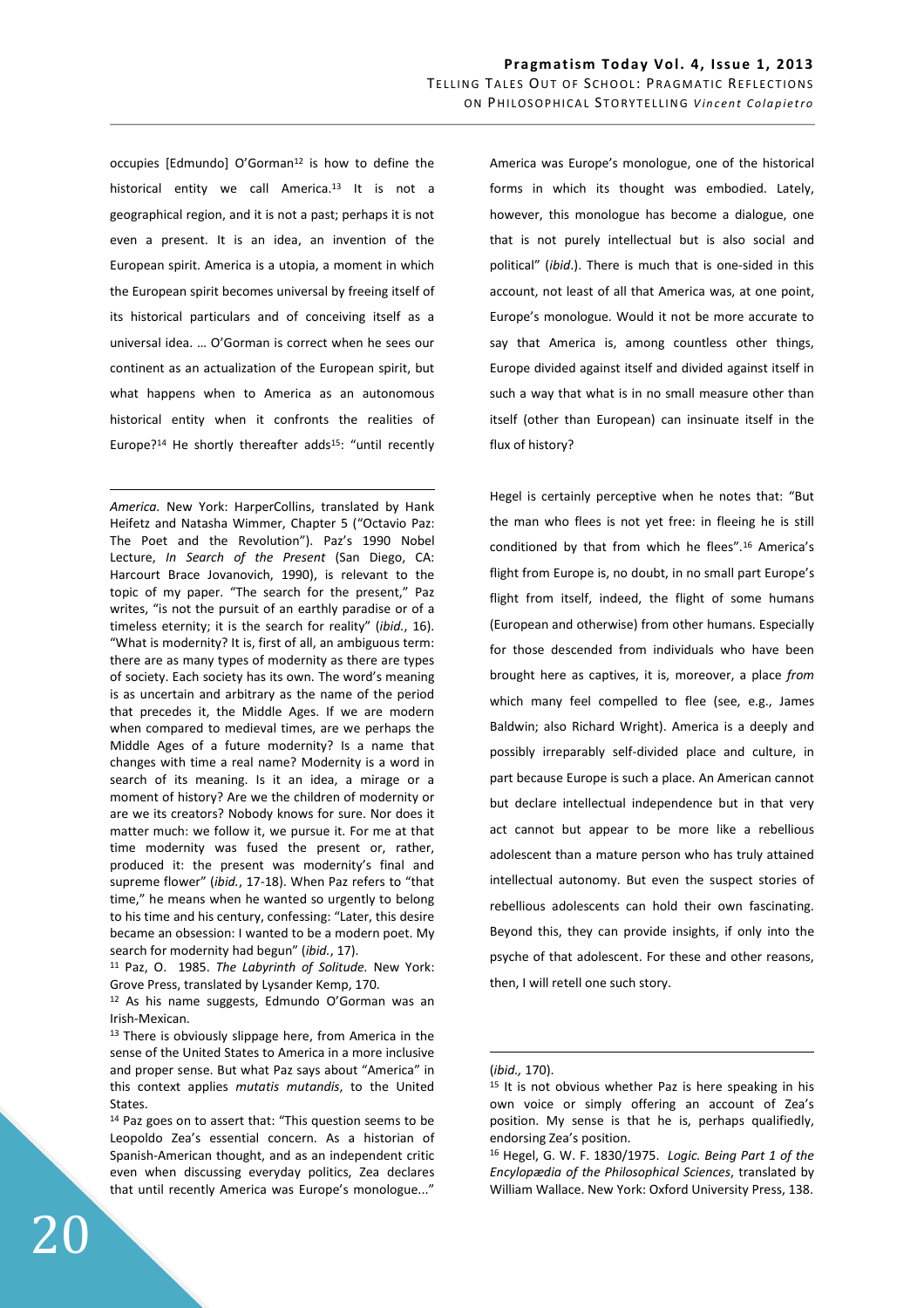occupies [Edmundo] O'Gorman[12] is how to define the historical entity we call America.[13] It is not a geographical region, and it is not a past; perhaps it is not even a present. It is an idea, an invention of the European spirit. America is a utopia, a moment in which the European spirit becomes universal by freeing itself of its historical particulars and of conceiving itself as a universal idea. … O'Gorman is correct when he sees our continent as an actualization of the European spirit, but what happens when to America as an autonomous historical entity when it confronts the realities of Europe?[14] He shortly thereafter adds[15]: "until recently America was Europe's monologue, one of the historical forms in which its thought was embodied. Lately, however, this monologue has become a dialogue, one that is not purely intellectual but is also social and political" (*ibid*.). There is much that is one-sided in this account, not least of all that America was, at one point, Europe's monologue. Would it not be more accurate to say that America is, among countless other things, Europe divided against itself and divided against itself in such a way that what is in no small measure other than itself (other than European) can insinuate itself in the flux of history?

Hegel is certainly perceptive when he notes that: "But the man who flees is not yet free: in fleeing he is still conditioned by that from which he flees".[16] America's flight from Europe is, no doubt, in no small part Europe's flight from itself, indeed, the flight of some humans (European and otherwise) from other humans. Especially for those descended from individuals who have been brought here as captives, it is, moreover, a place *from* which many feel compelled to flee (see, e.g., James Baldwin; also Richard Wright). America is a deeply and possibly irreparably self-divided place and culture, in part because Europe is such a place. An American cannot but declare intellectual independence but in that very act cannot but appear to be more like a rebellious adolescent than a mature person who has truly attained intellectual autonomy. But even the suspect stories of rebellious adolescents can hold their own fascinating. Beyond this, they can provide insights, if only into the psyche of that adolescent. For these and other reasons, then, I will retell one such story.

---

*America.* New York: HarperCollins, translated by Hank Heifetz and Natasha Wimmer, Chapter 5 ("Octavio Paz: The Poet and the Revolution"). Paz's 1990 Nobel Lecture, *In Search of the Present* (San Diego, CA: Harcourt Brace Jovanovich, 1990), is relevant to the topic of my paper. "The search for the present," Paz writes, "is not the pursuit of an earthly paradise or of a timeless eternity; it is the search for reality" (*ibid.*, 16). "What is modernity? It is, first of all, an ambiguous term: there are as many types of modernity as there are types of society. Each society has its own. The word's meaning is as uncertain and arbitrary as the name of the period that precedes it, the Middle Ages. If we are modern when compared to medieval times, are we perhaps the Middle Ages of a future modernity? Is a name that changes with time a real name? Modernity is a word in search of its meaning. Is it an idea, a mirage or a moment of history? Are we the children of modernity or are we its creators? Nobody knows for sure. Nor does it matter much: we follow it, we pursue it. For me at that time modernity was fused the present or, rather, produced it: the present was modernity's final and supreme flower" (*ibid.*, 17-18). When Paz refers to "that time," he means when he wanted so urgently to belong to his time and his century, confessing: "Later, this desire became an obsession: I wanted to be a modern poet. My search for modernity had begun" (*ibid.*, 17).

[11] Paz, O. 1985. *The Labyrinth of Solitude.* New York: Grove Press, translated by Lysander Kemp, 170.

[12] As his name suggests, Edmundo O'Gorman was an Irish-Mexican.

[13] There is obviously slippage here, from America in the sense of the United States to America in a more inclusive and proper sense. But what Paz says about "America" in this context applies *mutatis mutandis*, to the United States.

[14] Paz goes on to assert that: "This question seems to be Leopoldo Zea's essential concern. As a historian of Spanish-American thought, and as an independent critic even when discussing everyday politics, Zea declares that until recently America was Europe's monologue..." (*ibid.,* 170).

[15] It is not obvious whether Paz is here speaking in his own voice or simply offering an account of Zea's position. My sense is that he is, perhaps qualifiedly, endorsing Zea's position.

[16] Hegel, G. W. F. 1830/1975. *Logic. Being Part 1 of the Encyclopædia of the Philosophical Sciences*, translated by William Wallace. New York: Oxford University Press, 138.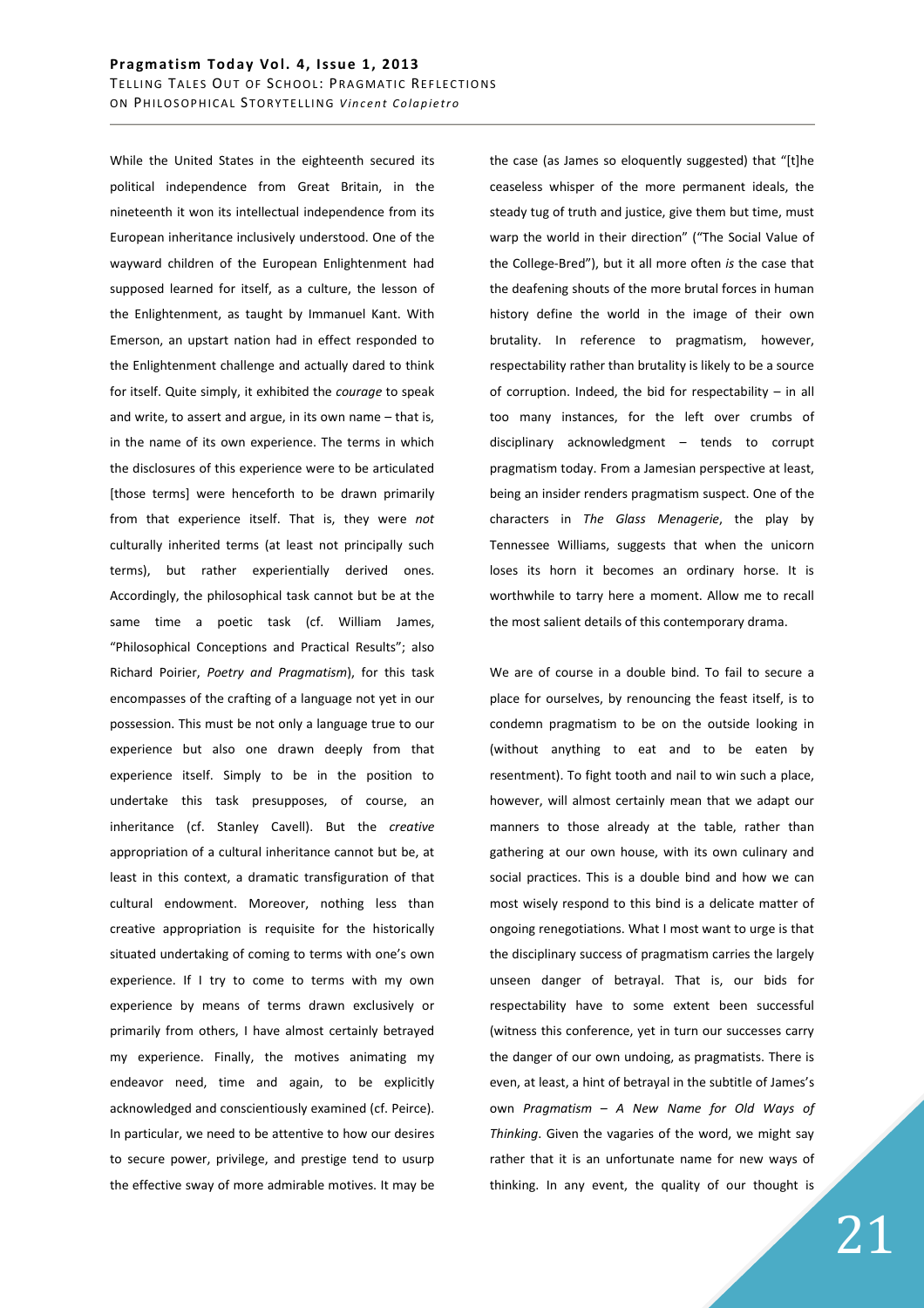While the United States in the eighteenth secured its political independence from Great Britain, in the nineteenth it won its intellectual independence from its European inheritance inclusively understood. One of the wayward children of the European Enlightenment had supposed learned for itself, as a culture, the lesson of the Enlightenment, as taught by Immanuel Kant. With Emerson, an upstart nation had in effect responded to the Enlightenment challenge and actually dared to think for itself. Quite simply, it exhibited the *courage* to speak and write, to assert and argue, in its own name – that is, in the name of its own experience. The terms in which the disclosures of this experience were to be articulated [those terms] were henceforth to be drawn primarily from that experience itself. That is, they were *not* culturally inherited terms (at least not principally such terms), but rather experientially derived ones. Accordingly, the philosophical task cannot but be at the same time a poetic task (cf. William James, "Philosophical Conceptions and Practical Results"; also Richard Poirier, *Poetry and Pragmatism*), for this task encompasses of the crafting of a language not yet in our possession. This must be not only a language true to our experience but also one drawn deeply from that experience itself. Simply to be in the position to undertake this task presupposes, of course, an inheritance (cf. Stanley Cavell). But the *creative* appropriation of a cultural inheritance cannot but be, at least in this context, a dramatic transfiguration of that cultural endowment. Moreover, nothing less than creative appropriation is requisite for the historically situated undertaking of coming to terms with one's own experience. If I try to come to terms with my own experience by means of terms drawn exclusively or primarily from others, I have almost certainly betrayed my experience. Finally, the motives animating my endeavor need, time and again, to be explicitly acknowledged and conscientiously examined (cf. Peirce). In particular, we need to be attentive to how our desires to secure power, privilege, and prestige tend to usurp the effective sway of more admirable motives. It may be the case (as James so eloquently suggested) that "[t]he ceaseless whisper of the more permanent ideals, the steady tug of truth and justice, give them but time, must warp the world in their direction" ("The Social Value of the College-Bred"), but it all more often *is* the case that the deafening shouts of the more brutal forces in human history define the world in the image of their own brutality. In reference to pragmatism, however, respectability rather than brutality is likely to be a source of corruption. Indeed, the bid for respectability – in all too many instances, for the left over crumbs of disciplinary acknowledgment – tends to corrupt pragmatism today. From a Jamesian perspective at least, being an insider renders pragmatism suspect. One of the characters in *The Glass Menagerie*, the play by Tennessee Williams, suggests that when the unicorn loses its horn it becomes an ordinary horse. It is worthwhile to tarry here a moment. Allow me to recall the most salient details of this contemporary drama.

We are of course in a double bind. To fail to secure a place for ourselves, by renouncing the feast itself, is to condemn pragmatism to be on the outside looking in (without anything to eat and to be eaten by resentment). To fight tooth and nail to win such a place, however, will almost certainly mean that we adapt our manners to those already at the table, rather than gathering at our own house, with its own culinary and social practices. This is a double bind and how we can most wisely respond to this bind is a delicate matter of ongoing renegotiations. What I most want to urge is that the disciplinary success of pragmatism carries the largely unseen danger of betrayal. That is, our bids for respectability have to some extent been successful (witness this conference, yet in turn our successes carry the danger of our own undoing, as pragmatists. There is even, at least, a hint of betrayal in the subtitle of James's own *Pragmatism – A New Name for Old Ways of Thinking*. Given the vagaries of the word, we might say rather that it is an unfortunate name for new ways of thinking. In any event, the quality of our thought is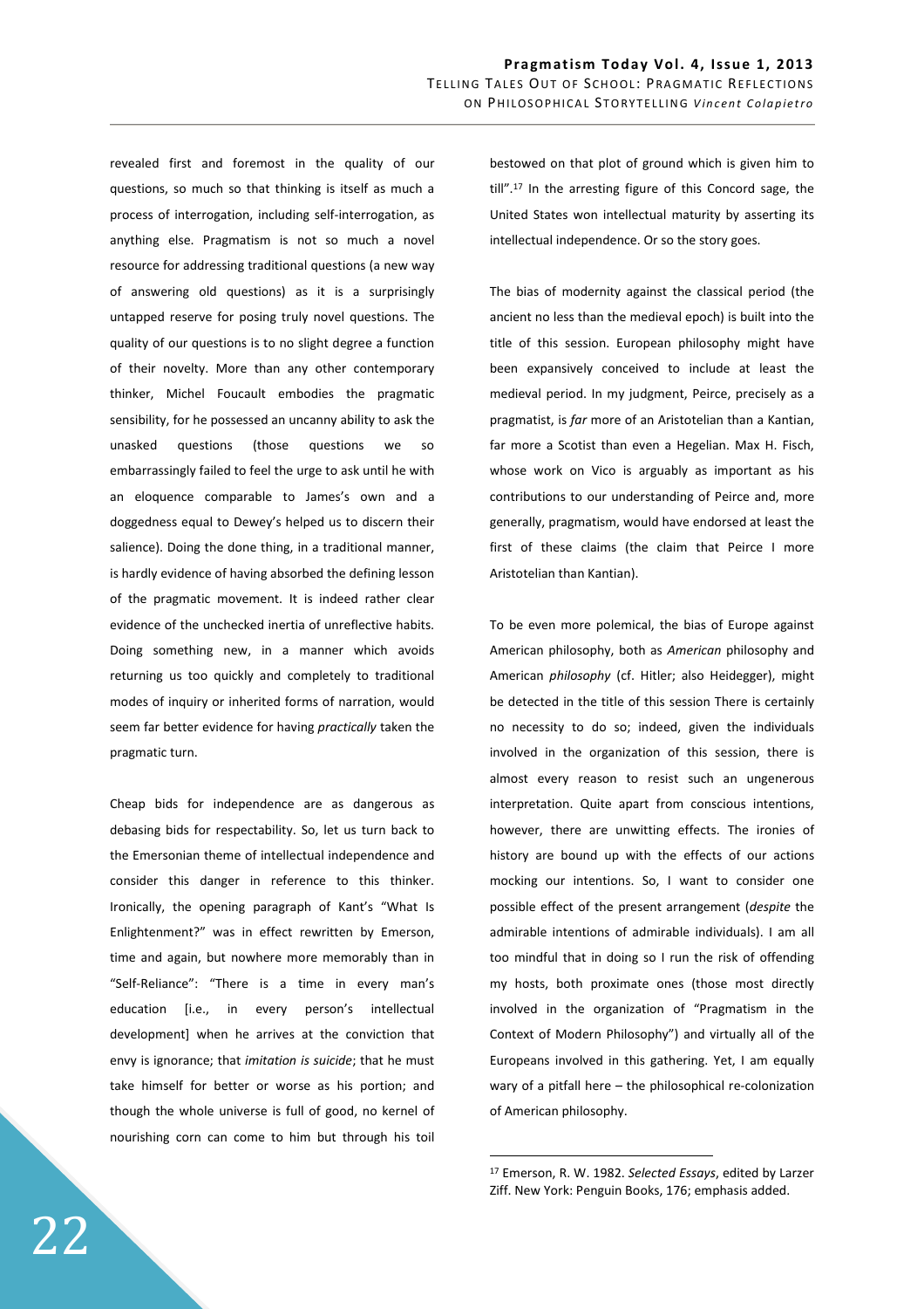revealed first and foremost in the quality of our questions, so much so that thinking is itself as much a process of interrogation, including self-interrogation, as anything else. Pragmatism is not so much a novel resource for addressing traditional questions (a new way of answering old questions) as it is a surprisingly untapped reserve for posing truly novel questions. The quality of our questions is to no slight degree a function of their novelty. More than any other contemporary thinker, Michel Foucault embodies the pragmatic sensibility, for he possessed an uncanny ability to ask the unasked questions (those questions we so embarrassingly failed to feel the urge to ask until he with an eloquence comparable to James's own and a doggedness equal to Dewey's helped us to discern their salience). Doing the done thing, in a traditional manner, is hardly evidence of having absorbed the defining lesson of the pragmatic movement. It is indeed rather clear evidence of the unchecked inertia of unreflective habits. Doing something new, in a manner which avoids returning us too quickly and completely to traditional modes of inquiry or inherited forms of narration, would seem far better evidence for having *practically* taken the pragmatic turn.

Cheap bids for independence are as dangerous as debasing bids for respectability. So, let us turn back to the Emersonian theme of intellectual independence and consider this danger in reference to this thinker. Ironically, the opening paragraph of Kant's "What Is Enlightenment?" was in effect rewritten by Emerson, time and again, but nowhere more memorably than in "Self-Reliance": "There is a time in every man's education [i.e., in every person's intellectual development] when he arrives at the conviction that envy is ignorance; that *imitation is suicide*; that he must take himself for better or worse as his portion; and though the whole universe is full of good, no kernel of nourishing corn can come to him but through his toil bestowed on that plot of ground which is given him to till".[17] In the arresting figure of this Concord sage, the United States won intellectual maturity by asserting its intellectual independence. Or so the story goes.

The bias of modernity against the classical period (the ancient no less than the medieval epoch) is built into the title of this session. European philosophy might have been expansively conceived to include at least the medieval period. In my judgment, Peirce, precisely as a pragmatist, is *far* more of an Aristotelian than a Kantian, far more a Scotist than even a Hegelian. Max H. Fisch, whose work on Vico is arguably as important as his contributions to our understanding of Peirce and, more generally, pragmatism, would have endorsed at least the first of these claims (the claim that Peirce I more Aristotelian than Kantian).

To be even more polemical, the bias of Europe against American philosophy, both as *American* philosophy and American *philosophy* (cf. Hitler; also Heidegger), might be detected in the title of this session There is certainly no necessity to do so; indeed, given the individuals involved in the organization of this session, there is almost every reason to resist such an ungenerous interpretation. Quite apart from conscious intentions, however, there are unwitting effects. The ironies of history are bound up with the effects of our actions mocking our intentions. So, I want to consider one possible effect of the present arrangement (*despite* the admirable intentions of admirable individuals). I am all too mindful that in doing so I run the risk of offending my hosts, both proximate ones (those most directly involved in the organization of "Pragmatism in the Context of Modern Philosophy") and virtually all of the Europeans involved in this gathering. Yet, I am equally wary of a pitfall here – the philosophical re-colonization of American philosophy.

---

[17] Emerson, R. W. 1982. *Selected Essays*, edited by Larzer Ziff. New York: Penguin Books, 176; emphasis added.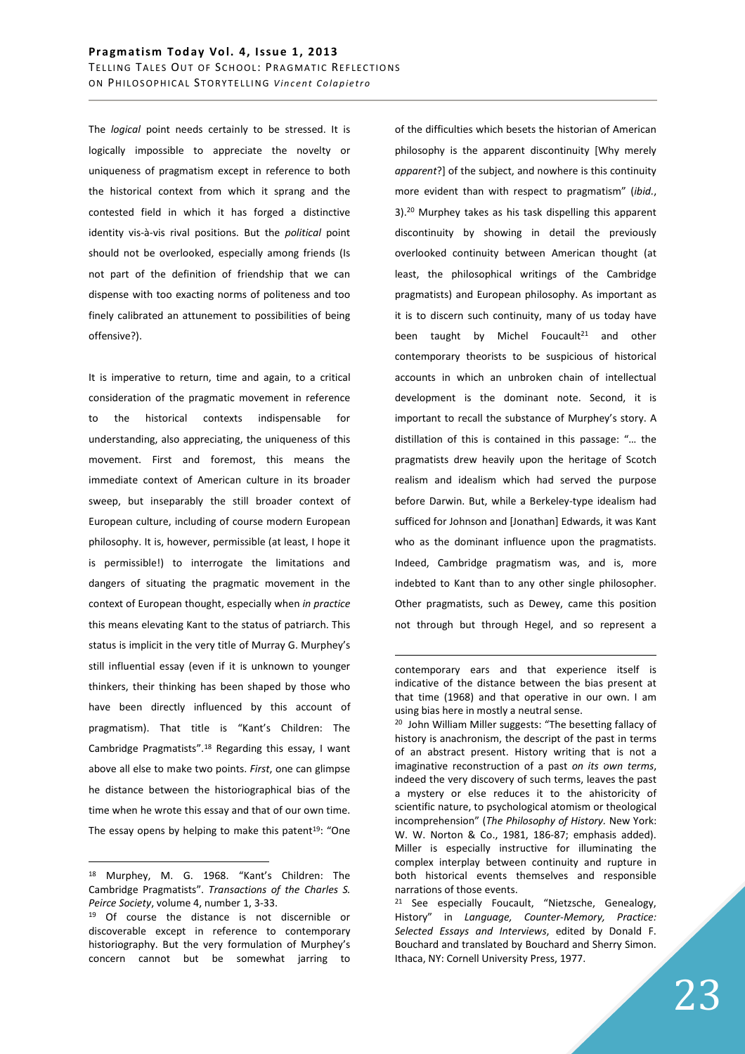The *logical* point needs certainly to be stressed. It is logically impossible to appreciate the novelty or uniqueness of pragmatism except in reference to both the historical context from which it sprang and the contested field in which it has forged a distinctive identity vis-à-vis rival positions. But the *political* point should not be overlooked, especially among friends (Is not part of the definition of friendship that we can dispense with too exacting norms of politeness and too finely calibrated an attunement to possibilities of being offensive?).

It is imperative to return, time and again, to a critical consideration of the pragmatic movement in reference to the historical contexts indispensable for understanding, also appreciating, the uniqueness of this movement. First and foremost, this means the immediate context of American culture in its broader sweep, but inseparably the still broader context of European culture, including of course modern European philosophy. It is, however, permissible (at least, I hope it is permissible!) to interrogate the limitations and dangers of situating the pragmatic movement in the context of European thought, especially when *in practice* this means elevating Kant to the status of patriarch. This status is implicit in the very title of Murray G. Murphey's still influential essay (even if it is unknown to younger thinkers, their thinking has been shaped by those who have been directly influenced by this account of pragmatism). That title is "Kant's Children: The Cambridge Pragmatists".[18] Regarding this essay, I want above all else to make two points. *First*, one can glimpse he distance between the historiographical bias of the time when he wrote this essay and that of our own time. The essay opens by helping to make this patent[19]: "One of the difficulties which besets the historian of American philosophy is the apparent discontinuity [Why merely *apparent*?] of the subject, and nowhere is this continuity more evident than with respect to pragmatism" (*ibid.*, 3).[20] Murphey takes as his task dispelling this apparent discontinuity by showing in detail the previously overlooked continuity between American thought (at least, the philosophical writings of the Cambridge pragmatists) and European philosophy. As important as it is to discern such continuity, many of us today have been taught by Michel Foucault[21] and other contemporary theorists to be suspicious of historical accounts in which an unbroken chain of intellectual development is the dominant note. Second, it is important to recall the substance of Murphey's story. A distillation of this is contained in this passage: "… the pragmatists drew heavily upon the heritage of Scotch realism and idealism which had served the purpose before Darwin. But, while a Berkeley-type idealism had sufficed for Johnson and [Jonathan] Edwards, it was Kant who as the dominant influence upon the pragmatists. Indeed, Cambridge pragmatism was, and is, more indebted to Kant than to any other single philosopher. Other pragmatists, such as Dewey, came this position not through but through Hegel, and so represent a

---

[18] Murphey, M. G. 1968. "Kant's Children: The Cambridge Pragmatists". *Transactions of the Charles S. Peirce Society*, volume 4, number 1, 3-33.

[19] Of course the distance is not discernible or discoverable except in reference to contemporary historiography. But the very formulation of Murphey's concern cannot but be somewhat jarring to contemporary ears and that experience itself is indicative of the distance between the bias present at that time (1968) and that operative in our own. I am using bias here in mostly a neutral sense.

[20] John William Miller suggests: "The besetting fallacy of history is anachronism, the descript of the past in terms of an abstract present. History writing that is not a imaginative reconstruction of a past *on its own terms*, indeed the very discovery of such terms, leaves the past a mystery or else reduces it to the ahistoricity of scientific nature, to psychological atomism or theological incomprehension" (*The Philosophy of History.* New York: W. W. Norton & Co., 1981, 186-87; emphasis added). Miller is especially instructive for illuminating the complex interplay between continuity and rupture in both historical events themselves and responsible narrations of those events.

[21] See especially Foucault, "Nietzsche, Genealogy, History" in *Language, Counter-Memory, Practice: Selected Essays and Interviews*, edited by Donald F. Bouchard and translated by Bouchard and Sherry Simon. Ithaca, NY: Cornell University Press, 1977.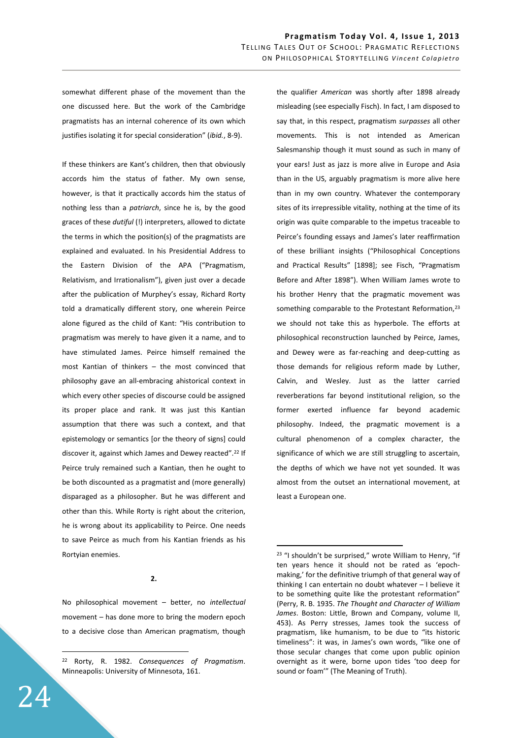somewhat different phase of the movement than the one discussed here. But the work of the Cambridge pragmatists has an internal coherence of its own which justifies isolating it for special consideration" (*ibid.*, 8-9).

If these thinkers are Kant's children, then that obviously accords him the status of father. My own sense, however, is that it practically accords him the status of nothing less than a *patriarch*, since he is, by the good graces of these *dutiful* (!) interpreters, allowed to dictate the terms in which the position(s) of the pragmatists are explained and evaluated. In his Presidential Address to the Eastern Division of the APA ("Pragmatism, Relativism, and Irrationalism"), given just over a decade after the publication of Murphey's essay, Richard Rorty told a dramatically different story, one wherein Peirce alone figured as the child of Kant: "His contribution to pragmatism was merely to have given it a name, and to have stimulated James. Peirce himself remained the most Kantian of thinkers – the most convinced that philosophy gave an all-embracing ahistorical context in which every other species of discourse could be assigned its proper place and rank. It was just this Kantian assumption that there was such a context, and that epistemology or semantics [or the theory of signs] could discover it, against which James and Dewey reacted".[22] If Peirce truly remained such a Kantian, then he ought to be both discounted as a pragmatist and (more generally) disparaged as a philosopher. But he was different and other than this. While Rorty is right about the criterion, he is wrong about its applicability to Peirce. One needs to save Peirce as much from his Kantian friends as his Rortyian enemies.

**2.**

No philosophical movement – better, no *intellectual* movement – has done more to bring the modern epoch to a decisive close than American pragmatism, though the qualifier *American* was shortly after 1898 already misleading (see especially Fisch). In fact, I am disposed to say that, in this respect, pragmatism *surpasses* all other movements. This is not intended as American Salesmanship though it must sound as such in many of your ears! Just as jazz is more alive in Europe and Asia than in the US, arguably pragmatism is more alive here than in my own country. Whatever the contemporary sites of its irrepressible vitality, nothing at the time of its origin was quite comparable to the impetus traceable to Peirce's founding essays and James's later reaffirmation of these brilliant insights ("Philosophical Conceptions and Practical Results" [1898]; see Fisch, "Pragmatism Before and After 1898"). When William James wrote to his brother Henry that the pragmatic movement was something comparable to the Protestant Reformation,[23] we should not take this as hyperbole. The efforts at philosophical reconstruction launched by Peirce, James, and Dewey were as far-reaching and deep-cutting as those demands for religious reform made by Luther, Calvin, and Wesley. Just as the latter carried reverberations far beyond institutional religion, so the former exerted influence far beyond academic philosophy. Indeed, the pragmatic movement is a cultural phenomenon of a complex character, the significance of which we are still struggling to ascertain, the depths of which we have not yet sounded. It was almost from the outset an international movement, at least a European one.

---

[22] Rorty, R. 1982. *Consequences of Pragmatism*. Minneapolis: University of Minnesota, 161.

[23] "I shouldn't be surprised," wrote William to Henry, "if ten years hence it should not be rated as 'epoch-making,' for the definitive triumph of that general way of thinking I can entertain no doubt whatever – I believe it to be something quite like the protestant reformation" (Perry, R. B. 1935. *The Thought and Character of William James*. Boston: Little, Brown and Company, volume II, 453). As Perry stresses, James took the success of pragmatism, like humanism, to be due to "its historic timeliness": it was, in James's own words, "like one of those secular changes that come upon public opinion overnight as it were, borne upon tides 'too deep for sound or foam'" (The Meaning of Truth).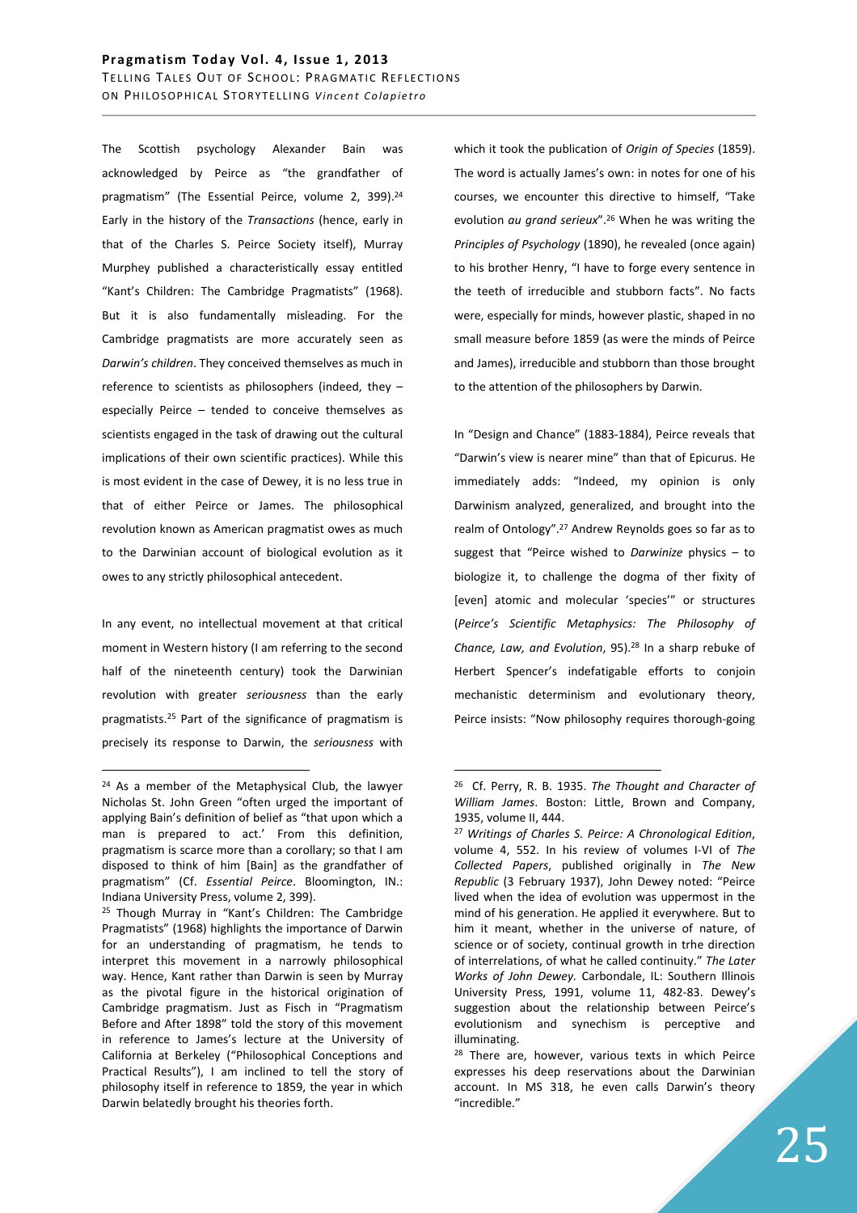The Scottish psychology Alexander Bain was acknowledged by Peirce as "the grandfather of pragmatism" (The Essential Peirce, volume 2, 399).[24] Early in the history of the *Transactions* (hence, early in that of the Charles S. Peirce Society itself), Murray Murphey published a characteristically essay entitled "Kant's Children: The Cambridge Pragmatists" (1968). But it is also fundamentally misleading. For the Cambridge pragmatists are more accurately seen as *Darwin's children*. They conceived themselves as much in reference to scientists as philosophers (indeed, they – especially Peirce – tended to conceive themselves as scientists engaged in the task of drawing out the cultural implications of their own scientific practices). While this is most evident in the case of Dewey, it is no less true in that of either Peirce or James. The philosophical revolution known as American pragmatist owes as much to the Darwinian account of biological evolution as it owes to any strictly philosophical antecedent.

In any event, no intellectual movement at that critical moment in Western history (I am referring to the second half of the nineteenth century) took the Darwinian revolution with greater *seriousness* than the early pragmatists.[25] Part of the significance of pragmatism is precisely its response to Darwin, the *seriousness* with which it took the publication of *Origin of Species* (1859). The word is actually James's own: in notes for one of his courses, we encounter this directive to himself, "Take evolution *au grand serieux*".[26] When he was writing the *Principles of Psychology* (1890), he revealed (once again) to his brother Henry, "I have to forge every sentence in the teeth of irreducible and stubborn facts". No facts were, especially for minds, however plastic, shaped in no small measure before 1859 (as were the minds of Peirce and James), irreducible and stubborn than those brought to the attention of the philosophers by Darwin.

In "Design and Chance" (1883-1884), Peirce reveals that "Darwin's view is nearer mine" than that of Epicurus. He immediately adds: "Indeed, my opinion is only Darwinism analyzed, generalized, and brought into the realm of Ontology".[27] Andrew Reynolds goes so far as to suggest that "Peirce wished to *Darwinize* physics – to biologize it, to challenge the dogma of ther fixity of [even] atomic and molecular 'species'" or structures (*Peirce's Scientific Metaphysics: The Philosophy of Chance, Law, and Evolution*, 95).[28] In a sharp rebuke of Herbert Spencer's indefatigable efforts to conjoin mechanistic determinism and evolutionary theory, Peirce insists: "Now philosophy requires thorough-going

---

[24] As a member of the Metaphysical Club, the lawyer Nicholas St. John Green "often urged the important of applying Bain's definition of belief as "that upon which a man is prepared to act.' From this definition, pragmatism is scarce more than a corollary; so that I am disposed to think of him [Bain] as the grandfather of pragmatism" (Cf. *Essential Peirce*. Bloomington, IN.: Indiana University Press, volume 2, 399).

[25] Though Murray in "Kant's Children: The Cambridge Pragmatists" (1968) highlights the importance of Darwin for an understanding of pragmatism, he tends to interpret this movement in a narrowly philosophical way. Hence, Kant rather than Darwin is seen by Murray as the pivotal figure in the historical origination of Cambridge pragmatism. Just as Fisch in "Pragmatism Before and After 1898" told the story of this movement in reference to James's lecture at the University of California at Berkeley ("Philosophical Conceptions and Practical Results"), I am inclined to tell the story of philosophy itself in reference to 1859, the year in which Darwin belatedly brought his theories forth.

[26] Cf. Perry, R. B. 1935. *The Thought and Character of William James*. Boston: Little, Brown and Company, 1935, volume II, 444.

[27] *Writings of Charles S. Peirce: A Chronological Edition*, volume 4, 552. In his review of volumes I-VI of *The Collected Papers*, published originally in *The New Republic* (3 February 1937), John Dewey noted: "Peirce lived when the idea of evolution was uppermost in the mind of his generation. He applied it everywhere. But to him it meant, whether in the universe of nature, of science or of society, continual growth in trhe direction of interrelations, of what he called continuity." *The Later Works of John Dewey.* Carbondale, IL: Southern Illinois University Press, 1991, volume 11, 482-83. Dewey's suggestion about the relationship between Peirce's evolutionism and synechism is perceptive and illuminating.

[28] There are, however, various texts in which Peirce expresses his deep reservations about the Darwinian account. In MS 318, he even calls Darwin's theory "incredible."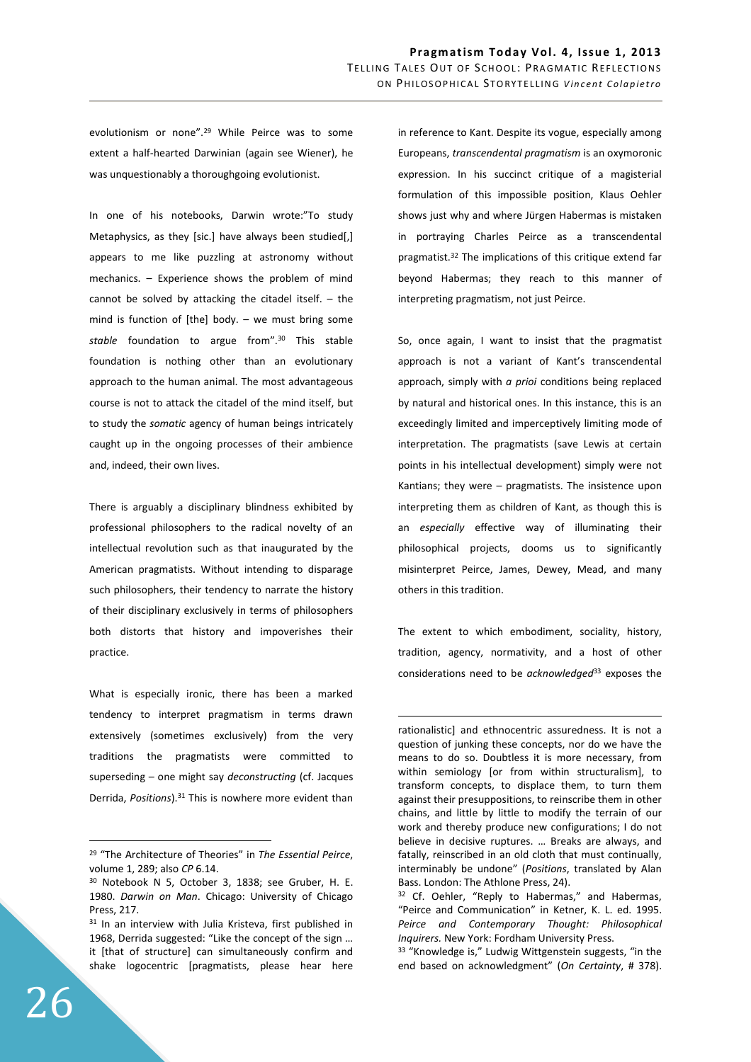evolutionism or none".[29] While Peirce was to some extent a half-hearted Darwinian (again see Wiener), he was unquestionably a thoroughgoing evolutionist.

In one of his notebooks, Darwin wrote:"To study Metaphysics, as they [sic.] have always been studied[,] appears to me like puzzling at astronomy without mechanics. – Experience shows the problem of mind cannot be solved by attacking the citadel itself. – the mind is function of [the] body. – we must bring some *stable* foundation to argue from".[30] This stable foundation is nothing other than an evolutionary approach to the human animal. The most advantageous course is not to attack the citadel of the mind itself, but to study the *somatic* agency of human beings intricately caught up in the ongoing processes of their ambience and, indeed, their own lives.

There is arguably a disciplinary blindness exhibited by professional philosophers to the radical novelty of an intellectual revolution such as that inaugurated by the American pragmatists. Without intending to disparage such philosophers, their tendency to narrate the history of their disciplinary exclusively in terms of philosophers both distorts that history and impoverishes their practice.

What is especially ironic, there has been a marked tendency to interpret pragmatism in terms drawn extensively (sometimes exclusively) from the very traditions the pragmatists were committed to superseding – one might say *deconstructing* (cf. Jacques Derrida, *Positions*).[31] This is nowhere more evident than in reference to Kant. Despite its vogue, especially among Europeans, *transcendental pragmatism* is an oxymoronic expression. In his succinct critique of a magisterial formulation of this impossible position, Klaus Oehler shows just why and where Jürgen Habermas is mistaken in portraying Charles Peirce as a transcendental pragmatist.[32] The implications of this critique extend far beyond Habermas; they reach to this manner of interpreting pragmatism, not just Peirce.

So, once again, I want to insist that the pragmatist approach is not a variant of Kant's transcendental approach, simply with *a prioi* conditions being replaced by natural and historical ones. In this instance, this is an exceedingly limited and imperceptively limiting mode of interpretation. The pragmatists (save Lewis at certain points in his intellectual development) simply were not Kantians; they were – pragmatists. The insistence upon interpreting them as children of Kant, as though this is an *especially* effective way of illuminating their philosophical projects, dooms us to significantly misinterpret Peirce, James, Dewey, Mead, and many others in this tradition.

The extent to which embodiment, sociality, history, tradition, agency, normativity, and a host of other considerations need to be *acknowledged*[33] exposes the

---

[29] "The Architecture of Theories" in *The Essential Peirce*, volume 1, 289; also *CP* 6.14.

[30] Notebook N 5, October 3, 1838; see Gruber, H. E. 1980. *Darwin on Man*. Chicago: University of Chicago Press, 217.

[31] In an interview with Julia Kristeva, first published in 1968, Derrida suggested: "Like the concept of the sign … it [that of structure] can simultaneously confirm and shake logocentric [pragmatists, please hear here rationalistic] and ethnocentric assuredness. It is not a question of junking these concepts, nor do we have the means to do so. Doubtless it is more necessary, from within semiology [or from within structuralism], to transform concepts, to displace them, to turn them against their presuppositions, to reinscribe them in other chains, and little by little to modify the terrain of our work and thereby produce new configurations; I do not believe in decisive ruptures. … Breaks are always, and fatally, reinscribed in an old cloth that must continually, interminably be undone" (*Positions*, translated by Alan Bass. London: The Athlone Press, 24).

[32] Cf. Oehler, "Reply to Habermas," and Habermas, "Peirce and Communication" in Ketner, K. L. ed. 1995. *Peirce and Contemporary Thought: Philosophical Inquirers.* New York: Fordham University Press.

[33] "Knowledge is," Ludwig Wittgenstein suggests, "in the end based on acknowledgment" (*On Certainty*, # 378).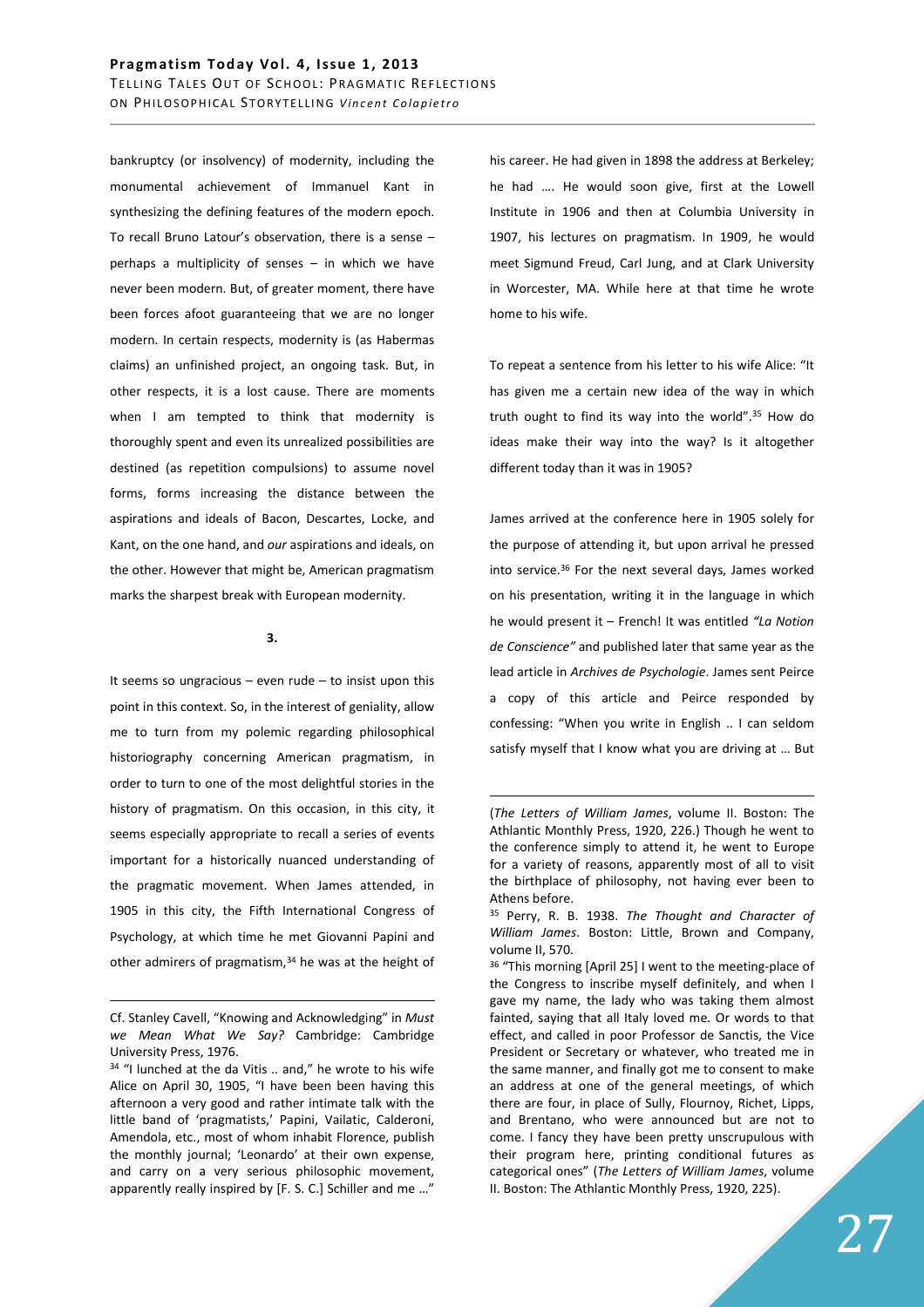bankruptcy (or insolvency) of modernity, including the monumental achievement of Immanuel Kant in synthesizing the defining features of the modern epoch. To recall Bruno Latour's observation, there is a sense – perhaps a multiplicity of senses – in which we have never been modern. But, of greater moment, there have been forces afoot guaranteeing that we are no longer modern. In certain respects, modernity is (as Habermas claims) an unfinished project, an ongoing task. But, in other respects, it is a lost cause. There are moments when I am tempted to think that modernity is thoroughly spent and even its unrealized possibilities are destined (as repetition compulsions) to assume novel forms, forms increasing the distance between the aspirations and ideals of Bacon, Descartes, Locke, and Kant, on the one hand, and *our* aspirations and ideals, on the other. However that might be, American pragmatism marks the sharpest break with European modernity.

**3.**

It seems so ungracious – even rude – to insist upon this point in this context. So, in the interest of geniality, allow me to turn from my polemic regarding philosophical historiography concerning American pragmatism, in order to turn to one of the most delightful stories in the history of pragmatism. On this occasion, in this city, it seems especially appropriate to recall a series of events important for a historically nuanced understanding of the pragmatic movement. When James attended, in 1905 in this city, the Fifth International Congress of Psychology, at which time he met Giovanni Papini and other admirers of pragmatism,[34] he was at the height of his career. He had given in 1898 the address at Berkeley; he had …. He would soon give, first at the Lowell Institute in 1906 and then at Columbia University in 1907, his lectures on pragmatism. In 1909, he would meet Sigmund Freud, Carl Jung, and at Clark University in Worcester, MA. While here at that time he wrote home to his wife.

To repeat a sentence from his letter to his wife Alice: "It has given me a certain new idea of the way in which truth ought to find its way into the world".[35] How do ideas make their way into the way? Is it altogether different today than it was in 1905?

James arrived at the conference here in 1905 solely for the purpose of attending it, but upon arrival he pressed into service.[36] For the next several days, James worked on his presentation, writing it in the language in which he would present it – French! It was entitled *"La Notion de Conscience"* and published later that same year as the lead article in *Archives de Psychologie*. James sent Peirce a copy of this article and Peirce responded by confessing: "When you write in English .. I can seldom satisfy myself that I know what you are driving at … But

---

Cf. Stanley Cavell, "Knowing and Acknowledging" in *Must we Mean What We Say?* Cambridge: Cambridge University Press, 1976.

[34] "I lunched at the da Vitis .. and," he wrote to his wife Alice on April 30, 1905, "I have been been having this afternoon a very good and rather intimate talk with the little band of 'pragmatists,' Papini, Vailatic, Calderoni, Amendola, etc., most of whom inhabit Florence, publish the monthly journal; 'Leonardo' at their own expense, and carry on a very serious philosophic movement, apparently really inspired by [F. S. C.] Schiller and me …" (*The Letters of William James*, volume II. Boston: The Athlantic Monthly Press, 1920, 226.) Though he went to the conference simply to attend it, he went to Europe for a variety of reasons, apparently most of all to visit the birthplace of philosophy, not having ever been to Athens before.

[35] Perry, R. B. 1938. *The Thought and Character of William James*. Boston: Little, Brown and Company, volume II, 570.

[36] "This morning [April 25] I went to the meeting-place of the Congress to inscribe myself definitely, and when I gave my name, the lady who was taking them almost fainted, saying that all Italy loved me. Or words to that effect, and called in poor Professor de Sanctis, the Vice President or Secretary or whatever, who treated me in the same manner, and finally got me to consent to make an address at one of the general meetings, of which there are four, in place of Sully, Flournoy, Richet, Lipps, and Brentano, who were announced but are not to come. I fancy they have been pretty unscrupulous with their program here, printing conditional futures as categorical ones" (*The Letters of William James*, volume II. Boston: The Athlantic Monthly Press, 1920, 225).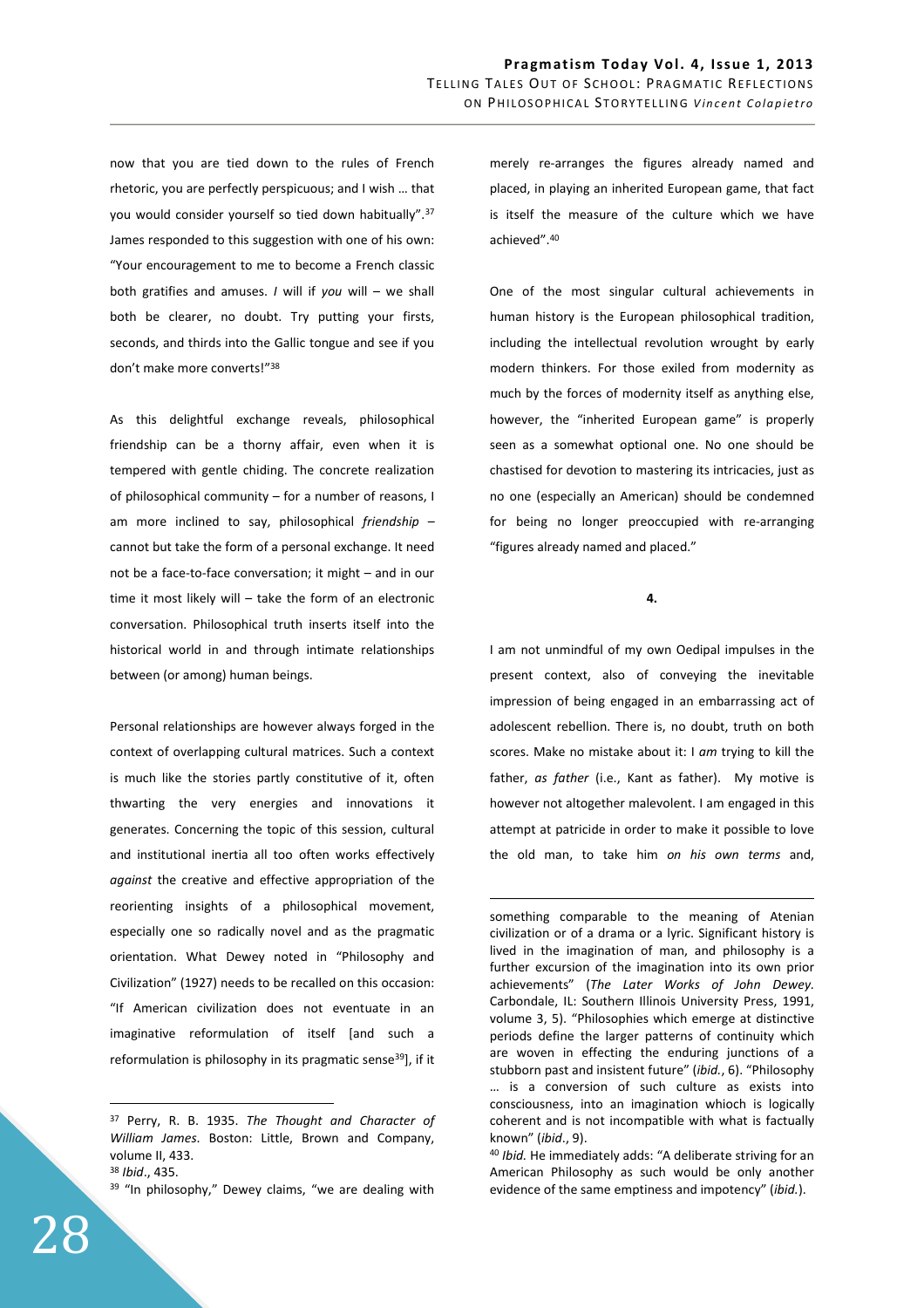now that you are tied down to the rules of French rhetoric, you are perfectly perspicuous; and I wish … that you would consider yourself so tied down habitually".[37] James responded to this suggestion with one of his own: "Your encouragement to me to become a French classic both gratifies and amuses. *I* will if *you* will – we shall both be clearer, no doubt. Try putting your firsts, seconds, and thirds into the Gallic tongue and see if you don't make more converts!"[38]

As this delightful exchange reveals, philosophical friendship can be a thorny affair, even when it is tempered with gentle chiding. The concrete realization of philosophical community – for a number of reasons, I am more inclined to say, philosophical *friendship* – cannot but take the form of a personal exchange. It need not be a face-to-face conversation; it might – and in our time it most likely will – take the form of an electronic conversation. Philosophical truth inserts itself into the historical world in and through intimate relationships between (or among) human beings.

Personal relationships are however always forged in the context of overlapping cultural matrices. Such a context is much like the stories partly constitutive of it, often thwarting the very energies and innovations it generates. Concerning the topic of this session, cultural and institutional inertia all too often works effectively *against* the creative and effective appropriation of the reorienting insights of a philosophical movement, especially one so radically novel and as the pragmatic orientation. What Dewey noted in "Philosophy and Civilization" (1927) needs to be recalled on this occasion: "If American civilization does not eventuate in an imaginative reformulation of itself [and such a reformulation is philosophy in its pragmatic sense[39]], if it merely re-arranges the figures already named and placed, in playing an inherited European game, that fact is itself the measure of the culture which we have achieved".[40]

One of the most singular cultural achievements in human history is the European philosophical tradition, including the intellectual revolution wrought by early modern thinkers. For those exiled from modernity as much by the forces of modernity itself as anything else, however, the "inherited European game" is properly seen as a somewhat optional one. No one should be chastised for devotion to mastering its intricacies, just as no one (especially an American) should be condemned for being no longer preoccupied with re-arranging "figures already named and placed."

**4.**

I am not unmindful of my own Oedipal impulses in the present context, also of conveying the inevitable impression of being engaged in an embarrassing act of adolescent rebellion. There is, no doubt, truth on both scores. Make no mistake about it: I *am* trying to kill the father, *as father* (i.e., Kant as father). My motive is however not altogether malevolent. I am engaged in this attempt at patricide in order to make it possible to love the old man, to take him *on his own terms* and,

---

[37] Perry, R. B. 1935. *The Thought and Character of William James*. Boston: Little, Brown and Company, volume II, 433.

[38] *Ibid*., 435.

[39] "In philosophy," Dewey claims, "we are dealing with something comparable to the meaning of Atenian civilization or of a drama or a lyric. Significant history is lived in the imagination of man, and philosophy is a further excursion of the imagination into its own prior achievements" (*The Later Works of John Dewey.* Carbondale, IL: Southern Illinois University Press, 1991, volume 3, 5). "Philosophies which emerge at distinctive periods define the larger patterns of continuity which are woven in effecting the enduring junctions of a stubborn past and insistent future" (*ibid.*, 6). "Philosophy … is a conversion of such culture as exists into consciousness, into an imagination whioch is logically coherent and is not incompatible with what is factually known" (*ibid*., 9).

[40] *Ibid.* He immediately adds: "A deliberate striving for an American Philosophy as such would be only another evidence of the same emptiness and impotency" (*ibid.*).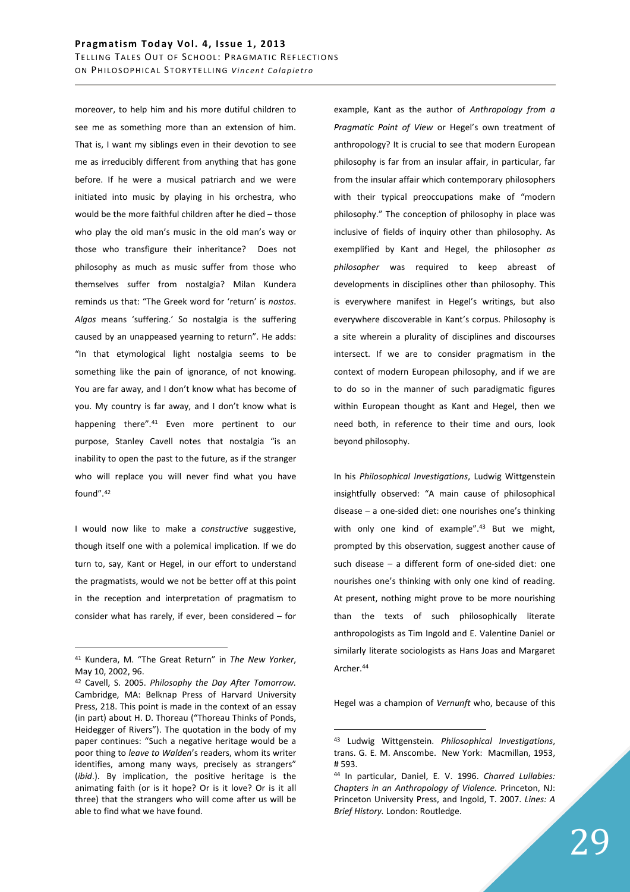moreover, to help him and his more dutiful children to see me as something more than an extension of him. That is, I want my siblings even in their devotion to see me as irreducibly different from anything that has gone before. If he were a musical patriarch and we were initiated into music by playing in his orchestra, who would be the more faithful children after he died – those who play the old man's music in the old man's way or those who transfigure their inheritance? Does not philosophy as much as music suffer from those who themselves suffer from nostalgia? Milan Kundera reminds us that: "The Greek word for 'return' is *nostos*. *Algos* means 'suffering.' So nostalgia is the suffering caused by an unappeased yearning to return". He adds: "In that etymological light nostalgia seems to be something like the pain of ignorance, of not knowing. You are far away, and I don't know what has become of you. My country is far away, and I don't know what is happening there".[41] Even more pertinent to our purpose, Stanley Cavell notes that nostalgia "is an inability to open the past to the future, as if the stranger who will replace you will never find what you have found".[42]

I would now like to make a *constructive* suggestive, though itself one with a polemical implication. If we do turn to, say, Kant or Hegel, in our effort to understand the pragmatists, would we not be better off at this point in the reception and interpretation of pragmatism to consider what has rarely, if ever, been considered – for example, Kant as the author of *Anthropology from a Pragmatic Point of View* or Hegel's own treatment of anthropology? It is crucial to see that modern European philosophy is far from an insular affair, in particular, far from the insular affair which contemporary philosophers with their typical preoccupations make of "modern philosophy." The conception of philosophy in place was inclusive of fields of inquiry other than philosophy. As exemplified by Kant and Hegel, the philosopher *as philosopher* was required to keep abreast of developments in disciplines other than philosophy. This is everywhere manifest in Hegel's writings, but also everywhere discoverable in Kant's corpus. Philosophy is a site wherein a plurality of disciplines and discourses intersect. If we are to consider pragmatism in the context of modern European philosophy, and if we are to do so in the manner of such paradigmatic figures within European thought as Kant and Hegel, then we need both, in reference to their time and ours, look beyond philosophy.

In his *Philosophical Investigations*, Ludwig Wittgenstein insightfully observed: "A main cause of philosophical disease – a one-sided diet: one nourishes one's thinking with only one kind of example".[43] But we might, prompted by this observation, suggest another cause of such disease – a different form of one-sided diet: one nourishes one's thinking with only one kind of reading. At present, nothing might prove to be more nourishing than the texts of such philosophically literate anthropologists as Tim Ingold and E. Valentine Daniel or similarly literate sociologists as Hans Joas and Margaret Archer.[44]

Hegel was a champion of *Vernunft* who, because of this

---

[41] Kundera, M. "The Great Return" in *The New Yorker*, May 10, 2002, 96.

[42] Cavell, S. 2005. *Philosophy the Day After Tomorrow.* Cambridge, MA: Belknap Press of Harvard University Press, 218. This point is made in the context of an essay (in part) about H. D. Thoreau ("Thoreau Thinks of Ponds, Heidegger of Rivers"). The quotation in the body of my paper continues: "Such a negative heritage would be a poor thing to *leave to Walden*'s readers, whom its writer identifies, among many ways, precisely as strangers" (*ibid*.). By implication, the positive heritage is the animating faith (or is it hope? Or is it love? Or is it all three) that the strangers who will come after us will be able to find what we have found.

[43] Ludwig Wittgenstein. *Philosophical Investigations*, trans. G. E. M. Anscombe. New York: Macmillan, 1953, # 593.

[44] In particular, Daniel, E. V. 1996. *Charred Lullabies: Chapters in an Anthropology of Violence.* Princeton, NJ: Princeton University Press, and Ingold, T. 2007. *Lines: A Brief History.* London: Routledge.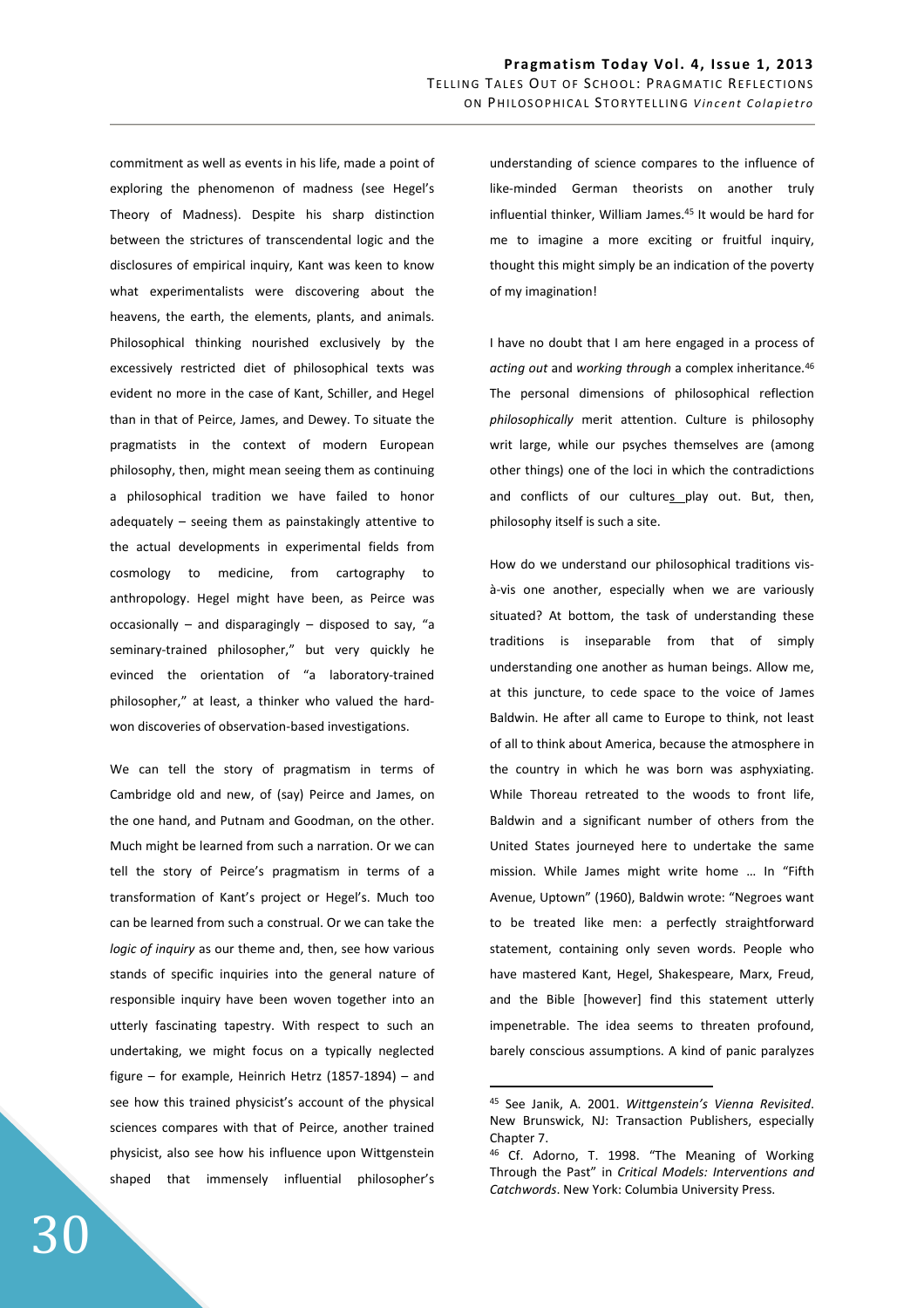commitment as well as events in his life, made a point of exploring the phenomenon of madness (see Hegel's Theory of Madness). Despite his sharp distinction between the strictures of transcendental logic and the disclosures of empirical inquiry, Kant was keen to know what experimentalists were discovering about the heavens, the earth, the elements, plants, and animals. Philosophical thinking nourished exclusively by the excessively restricted diet of philosophical texts was evident no more in the case of Kant, Schiller, and Hegel than in that of Peirce, James, and Dewey. To situate the pragmatists in the context of modern European philosophy, then, might mean seeing them as continuing a philosophical tradition we have failed to honor adequately – seeing them as painstakingly attentive to the actual developments in experimental fields from cosmology to medicine, from cartography to anthropology. Hegel might have been, as Peirce was occasionally – and disparagingly – disposed to say, "a seminary-trained philosopher," but very quickly he evinced the orientation of "a laboratory-trained philosopher," at least, a thinker who valued the hard-won discoveries of observation-based investigations.

We can tell the story of pragmatism in terms of Cambridge old and new, of (say) Peirce and James, on the one hand, and Putnam and Goodman, on the other. Much might be learned from such a narration. Or we can tell the story of Peirce's pragmatism in terms of a transformation of Kant's project or Hegel's. Much too can be learned from such a construal. Or we can take the *logic of inquiry* as our theme and, then, see how various stands of specific inquiries into the general nature of responsible inquiry have been woven together into an utterly fascinating tapestry. With respect to such an undertaking, we might focus on a typically neglected figure – for example, Heinrich Hetrz (1857-1894) – and see how this trained physicist's account of the physical sciences compares with that of Peirce, another trained physicist, also see how his influence upon Wittgenstein shaped that immensely influential philosopher's understanding of science compares to the influence of like-minded German theorists on another truly influential thinker, William James.[45] It would be hard for me to imagine a more exciting or fruitful inquiry, thought this might simply be an indication of the poverty of my imagination!

I have no doubt that I am here engaged in a process of *acting out* and *working through* a complex inheritance.[46] The personal dimensions of philosophical reflection *philosophically* merit attention. Culture is philosophy writ large, while our psyches themselves are (among other things) one of the loci in which the contradictions and conflicts of our cultures play out. But, then, philosophy itself is such a site.

How do we understand our philosophical traditions vis-à-vis one another, especially when we are variously situated? At bottom, the task of understanding these traditions is inseparable from that of simply understanding one another as human beings. Allow me, at this juncture, to cede space to the voice of James Baldwin. He after all came to Europe to think, not least of all to think about America, because the atmosphere in the country in which he was born was asphyxiating. While Thoreau retreated to the woods to front life, Baldwin and a significant number of others from the United States journeyed here to undertake the same mission. While James might write home … In "Fifth Avenue, Uptown" (1960), Baldwin wrote: "Negroes want to be treated like men: a perfectly straightforward statement, containing only seven words. People who have mastered Kant, Hegel, Shakespeare, Marx, Freud, and the Bible [however] find this statement utterly impenetrable. The idea seems to threaten profound, barely conscious assumptions. A kind of panic paralyzes

---

[45] See Janik, A. 2001. *Wittgenstein's Vienna Revisited*. New Brunswick, NJ: Transaction Publishers, especially Chapter 7.

[46] Cf. Adorno, T. 1998. "The Meaning of Working Through the Past" in *Critical Models: Interventions and Catchwords*. New York: Columbia University Press.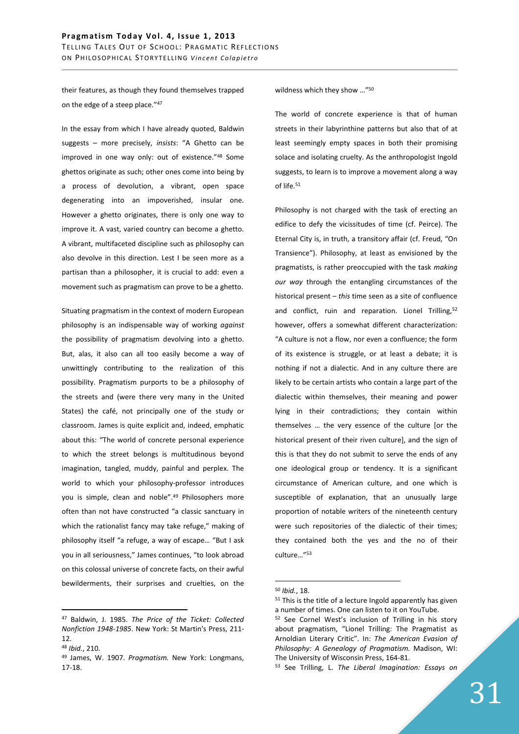their features, as though they found themselves trapped on the edge of a steep place."[47]

In the essay from which I have already quoted, Baldwin suggests – more precisely, *insists*: "A Ghetto can be improved in one way only: out of existence."[48] Some ghettos originate as such; other ones come into being by a process of devolution, a vibrant, open space degenerating into an impoverished, insular one. However a ghetto originates, there is only one way to improve it. A vast, varied country can become a ghetto. A vibrant, multifaceted discipline such as philosophy can also devolve in this direction. Lest I be seen more as a partisan than a philosopher, it is crucial to add: even a movement such as pragmatism can prove to be a ghetto.

Situating pragmatism in the context of modern European philosophy is an indispensable way of working *against* the possibility of pragmatism devolving into a ghetto. But, alas, it also can all too easily become a way of unwittingly contributing to the realization of this possibility. Pragmatism purports to be a philosophy of the streets and (were there very many in the United States) the café, not principally one of the study or classroom. James is quite explicit and, indeed, emphatic about this: "The world of concrete personal experience to which the street belongs is multitudinous beyond imagination, tangled, muddy, painful and perplex. The world to which your philosophy-professor introduces you is simple, clean and noble".[49] Philosophers more often than not have constructed "a classic sanctuary in which the rationalist fancy may take refuge," making of philosophy itself "a refuge, a way of escape… "But I ask you in all seriousness," James continues, "to look abroad on this colossal universe of concrete facts, on their awful bewilderments, their surprises and cruelties, on the wildness which they show …"[50]

The world of concrete experience is that of human streets in their labyrinthine patterns but also that of at least seemingly empty spaces in both their promising solace and isolating cruelty. As the anthropologist Ingold suggests, to learn is to improve a movement along a way of life.[51]

Philosophy is not charged with the task of erecting an edifice to defy the vicissitudes of time (cf. Peirce). The Eternal City is, in truth, a transitory affair (cf. Freud, "On Transience"). Philosophy, at least as envisioned by the pragmatists, is rather preoccupied with the task *making our way* through the entangling circumstances of the historical present – *this* time seen as a site of confluence and conflict, ruin and reparation. Lionel Trilling,[52] however, offers a somewhat different characterization: "A culture is not a flow, nor even a confluence; the form of its existence is struggle, or at least a debate; it is nothing if not a dialectic. And in any culture there are likely to be certain artists who contain a large part of the dialectic within themselves, their meaning and power lying in their contradictions; they contain within themselves … the very essence of the culture [or the historical present of their riven culture], and the sign of this is that they do not submit to serve the ends of any one ideological group or tendency. It is a significant circumstance of American culture, and one which is susceptible of explanation, that an unusually large proportion of notable writers of the nineteenth century were such repositories of the dialectic of their times; they contained both the yes and the no of their culture…"[53]

---

[47] Baldwin, J. 1985. *The Price of the Ticket: Collected Nonfiction 1948-1985*. New York: St Martin's Press, 211-12.

[48] *Ibid.*, 210.

[49] James, W. 1907. *Pragmatism.* New York: Longmans, 17-18.

[50] *Ibid.*, 18.

[51] This is the title of a lecture Ingold apparently has given a number of times. One can listen to it on YouTube.

[52] See Cornel West's inclusion of Trilling in his story about pragmatism, "Lionel Trilling: The Pragmatist as Arnoldian Literary Critic". In: *The American Evasion of Philosophy: A Genealogy of Pragmatism.* Madison, WI: The University of Wisconsin Press, 164-81.

[53] See Trilling, L. *The Liberal Imagination: Essays on*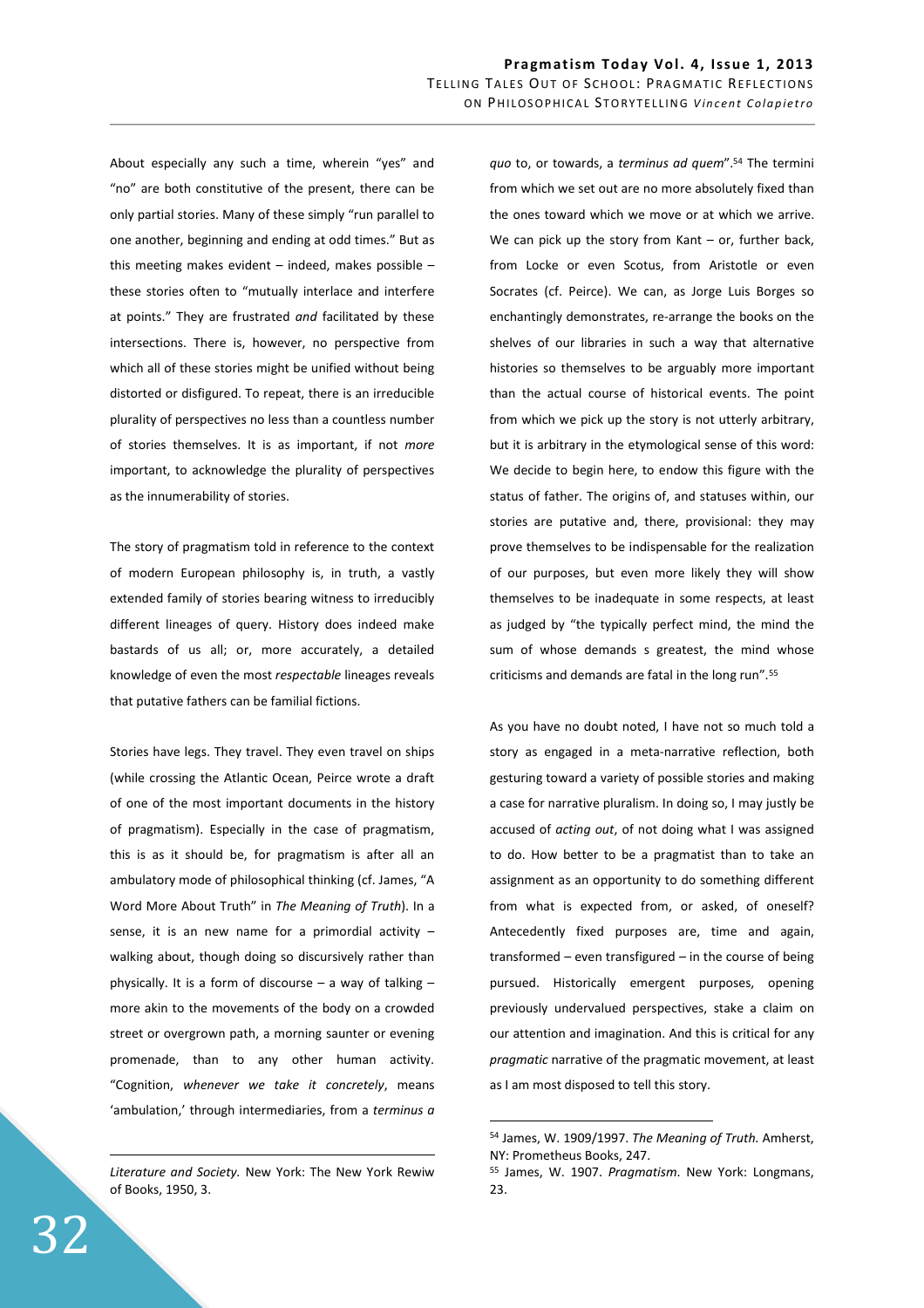About especially any such a time, wherein "yes" and "no" are both constitutive of the present, there can be only partial stories. Many of these simply "run parallel to one another, beginning and ending at odd times." But as this meeting makes evident – indeed, makes possible – these stories often to "mutually interlace and interfere at points." They are frustrated *and* facilitated by these intersections. There is, however, no perspective from which all of these stories might be unified without being distorted or disfigured. To repeat, there is an irreducible plurality of perspectives no less than a countless number of stories themselves. It is as important, if not *more* important, to acknowledge the plurality of perspectives as the innumerability of stories.

The story of pragmatism told in reference to the context of modern European philosophy is, in truth, a vastly extended family of stories bearing witness to irreducibly different lineages of query. History does indeed make bastards of us all; or, more accurately, a detailed knowledge of even the most *respectable* lineages reveals that putative fathers can be familial fictions.

Stories have legs. They travel. They even travel on ships (while crossing the Atlantic Ocean, Peirce wrote a draft of one of the most important documents in the history of pragmatism). Especially in the case of pragmatism, this is as it should be, for pragmatism is after all an ambulatory mode of philosophical thinking (cf. James, "A Word More About Truth" in *The Meaning of Truth*). In a sense, it is an new name for a primordial activity – walking about, though doing so discursively rather than physically. It is a form of discourse – a way of talking – more akin to the movements of the body on a crowded street or overgrown path, a morning saunter or evening promenade, than to any other human activity. "Cognition, *whenever we take it concretely*, means 'ambulation,' through intermediaries, from a *terminus a quo* to, or towards, a *terminus ad quem*".[54] The termini from which we set out are no more absolutely fixed than the ones toward which we move or at which we arrive. We can pick up the story from Kant – or, further back, from Locke or even Scotus, from Aristotle or even Socrates (cf. Peirce). We can, as Jorge Luis Borges so enchantingly demonstrates, re-arrange the books on the shelves of our libraries in such a way that alternative histories so themselves to be arguably more important than the actual course of historical events. The point from which we pick up the story is not utterly arbitrary, but it is arbitrary in the etymological sense of this word: We decide to begin here, to endow this figure with the status of father. The origins of, and statuses within, our stories are putative and, there, provisional: they may prove themselves to be indispensable for the realization of our purposes, but even more likely they will show themselves to be inadequate in some respects, at least as judged by "the typically perfect mind, the mind the sum of whose demands s greatest, the mind whose criticisms and demands are fatal in the long run".[55]

As you have no doubt noted, I have not so much told a story as engaged in a meta-narrative reflection, both gesturing toward a variety of possible stories and making a case for narrative pluralism. In doing so, I may justly be accused of *acting out*, of not doing what I was assigned to do. How better to be a pragmatist than to take an assignment as an opportunity to do something different from what is expected from, or asked, of oneself? Antecedently fixed purposes are, time and again, transformed – even transfigured – in the course of being pursued. Historically emergent purposes, opening previously undervalued perspectives, stake a claim on our attention and imagination. And this is critical for any *pragmatic* narrative of the pragmatic movement, at least as I am most disposed to tell this story.

---

*Literature and Society.* New York: The New York Rewiw of Books, 1950, 3.

[54] James, W. 1909/1997. *The Meaning of Truth.* Amherst, NY: Prometheus Books, 247.

[55] James, W. 1907. *Pragmatism*. New York: Longmans, 23.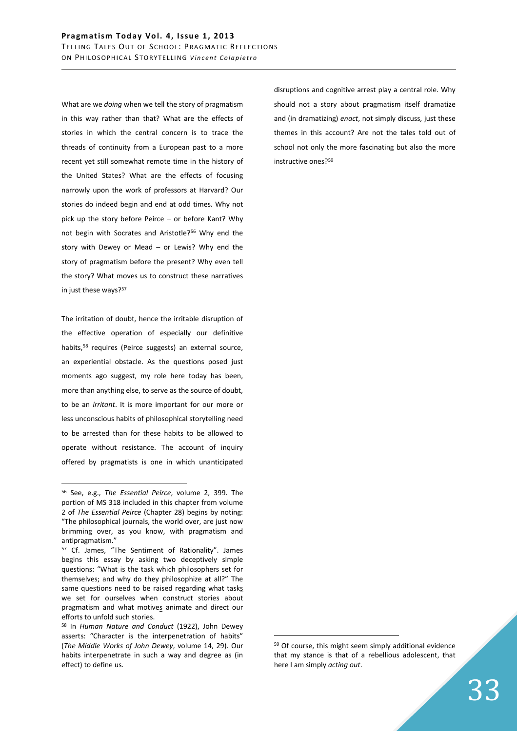What are we *doing* when we tell the story of pragmatism in this way rather than that? What are the effects of stories in which the central concern is to trace the threads of continuity from a European past to a more recent yet still somewhat remote time in the history of the United States? What are the effects of focusing narrowly upon the work of professors at Harvard? Our stories do indeed begin and end at odd times. Why not pick up the story before Peirce – or before Kant? Why not begin with Socrates and Aristotle?[56] Why end the story with Dewey or Mead – or Lewis? Why end the story of pragmatism before the present? Why even tell the story? What moves us to construct these narratives in just these ways?[57]

The irritation of doubt, hence the irritable disruption of the effective operation of especially our definitive habits,[58] requires (Peirce suggests) an external source, an experiential obstacle. As the questions posed just moments ago suggest, my role here today has been, more than anything else, to serve as the source of doubt, to be an *irritant*. It is more important for our more or less unconscious habits of philosophical storytelling need to be arrested than for these habits to be allowed to operate without resistance. The account of inquiry offered by pragmatists is one in which unanticipated disruptions and cognitive arrest play a central role. Why should not a story about pragmatism itself dramatize and (in dramatizing) *enact*, not simply discuss, just these themes in this account? Are not the tales told out of school not only the more fascinating but also the more instructive ones?[59]

---

[56] See, e.g., *The Essential Peirce*, volume 2, 399. The portion of MS 318 included in this chapter from volume 2 of *The Essential Peirce* (Chapter 28) begins by noting: "The philosophical journals, the world over, are just now brimming over, as you know, with pragmatism and antipragmatism."

[57] Cf. James, "The Sentiment of Rationality". James begins this essay by asking two deceptively simple questions: "What is the task which philosophers set for themselves; and why do they philosophize at all?" The same questions need to be raised regarding what task<u>s</u> we set for ourselves when construct stories about pragmatism and what motive<u>s</u> animate and direct our efforts to unfold such stories.

[58] In *Human Nature and Conduct* (1922), John Dewey asserts: "Character is the interpenetration of habits" (*The Middle Works of John Dewey*, volume 14, 29). Our habits interpenetrate in such a way and degree as (in effect) to define us.

[59] Of course, this might seem simply additional evidence that my stance is that of a rebellious adolescent, that here I am simply *acting out*.